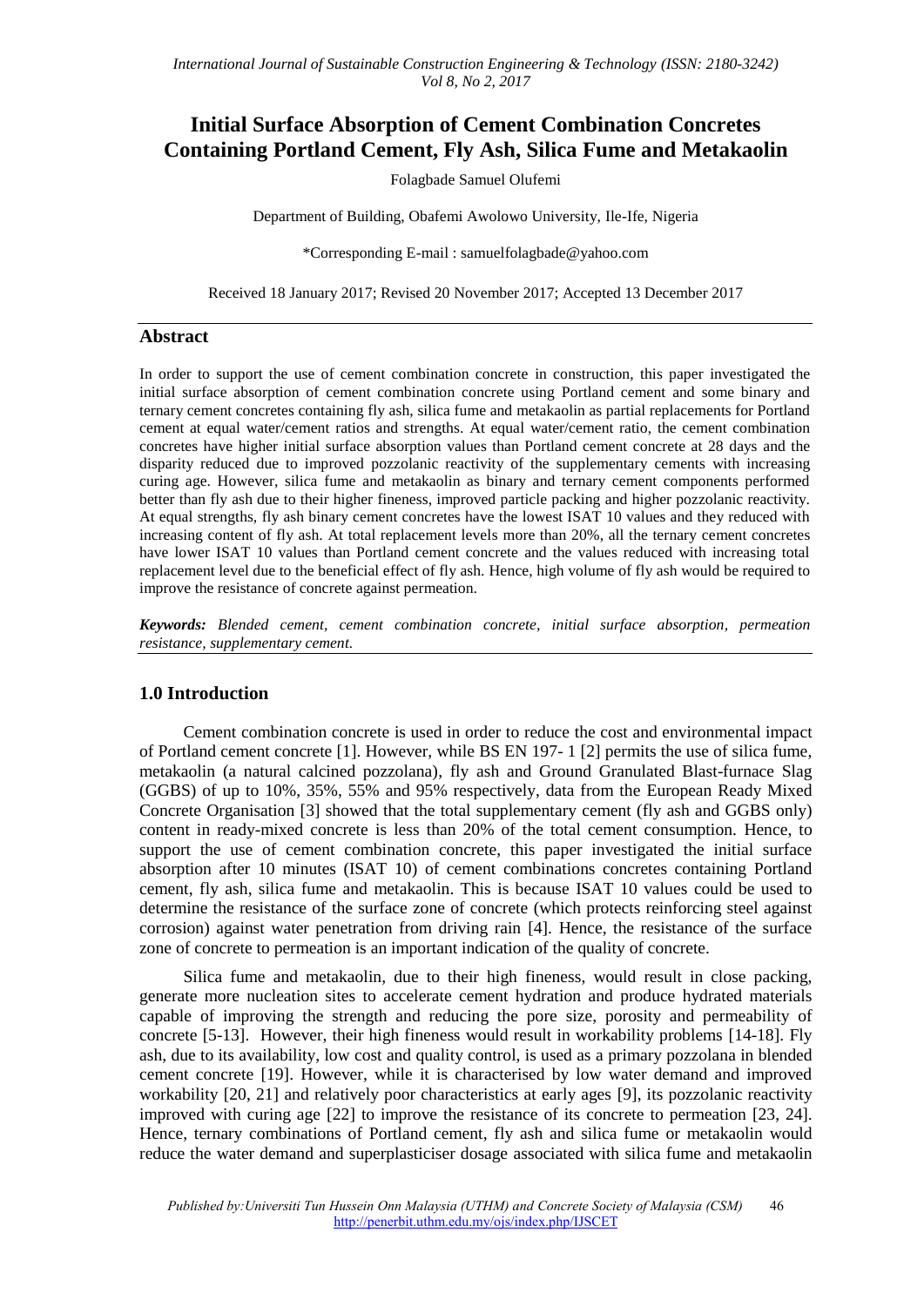# Initial Surface Absorption of Cement Combination Concretes Containing Portland Cement, Fly Ash, Silica Fume and Metakaolin

Folagbade Samuel Olufemi

Department of Building, Obafemi Awolowo University, Ile-Ife, Nigeria

*Corresponding E-mail : samuelfolagbade@yahoo.com

Received 18 January 2017; Revised 20 November 2017; Accepted 13 December 2017

## Abstract

In order to support the use of cement combination concrete in construction, this paper investigated the initial surface absorption of cement combination concrete using Portland cement and some binary and ternary cement concretes containing fly ash, silica fume and metakaolin as partial replacements for Portland cement at equal water/cement ratios and strengths. At equal water/cement ratio, the cement combination concretes have higher initial surface absorption values than Portland cement concrete at 28 days and the disparity reduced due to improved pozzolanic reactivity of the supplementary cements with increasing curing age. However, silica fume and metakaolin as binary and ternary cement components performed better than fly ash due to their higher fineness, improved particle packing and higher pozzolanic reactivity. At equal strengths, fly ash binary cement concretes have the lowest ISAT 10 values and they reduced with increasing content of fly ash. At total replacement levels more than 20%, all the ternary cement concretes have lower ISAT 10 values than Portland cement concrete and the values reduced with increasing total replacement level due to the beneficial effect of fly ash. Hence, high volume of fly ash would be required to improve the resistance of concrete against permeation.

***Keywords:*** *Blended cement, cement combination concrete, initial surface absorption, permeation resistance, supplementary cement.*

## 1.0 Introduction

Cement combination concrete is used in order to reduce the cost and environmental impact of Portland cement concrete [1]. However, while BS EN 197- 1 [2] permits the use of silica fume, metakaolin (a natural calcined pozzolana), fly ash and Ground Granulated Blast-furnace Slag (GGBS) of up to 10%, 35%, 55% and 95% respectively, data from the European Ready Mixed Concrete Organisation [3] showed that the total supplementary cement (fly ash and GGBS only) content in ready-mixed concrete is less than 20% of the total cement consumption. Hence, to support the use of cement combination concrete, this paper investigated the initial surface absorption after 10 minutes (ISAT 10) of cement combinations concretes containing Portland cement, fly ash, silica fume and metakaolin. This is because ISAT 10 values could be used to determine the resistance of the surface zone of concrete (which protects reinforcing steel against corrosion) against water penetration from driving rain [4]. Hence, the resistance of the surface zone of concrete to permeation is an important indication of the quality of concrete.

Silica fume and metakaolin, due to their high fineness, would result in close packing, generate more nucleation sites to accelerate cement hydration and produce hydrated materials capable of improving the strength and reducing the pore size, porosity and permeability of concrete [5-13]. However, their high fineness would result in workability problems [14-18]. Fly ash, due to its availability, low cost and quality control, is used as a primary pozzolana in blended cement concrete [19]. However, while it is characterised by low water demand and improved workability [20, 21] and relatively poor characteristics at early ages [9], its pozzolanic reactivity improved with curing age [22] to improve the resistance of its concrete to permeation [23, 24]. Hence, ternary combinations of Portland cement, fly ash and silica fume or metakaolin would reduce the water demand and superplasticiser dosage associated with silica fume and metakaolin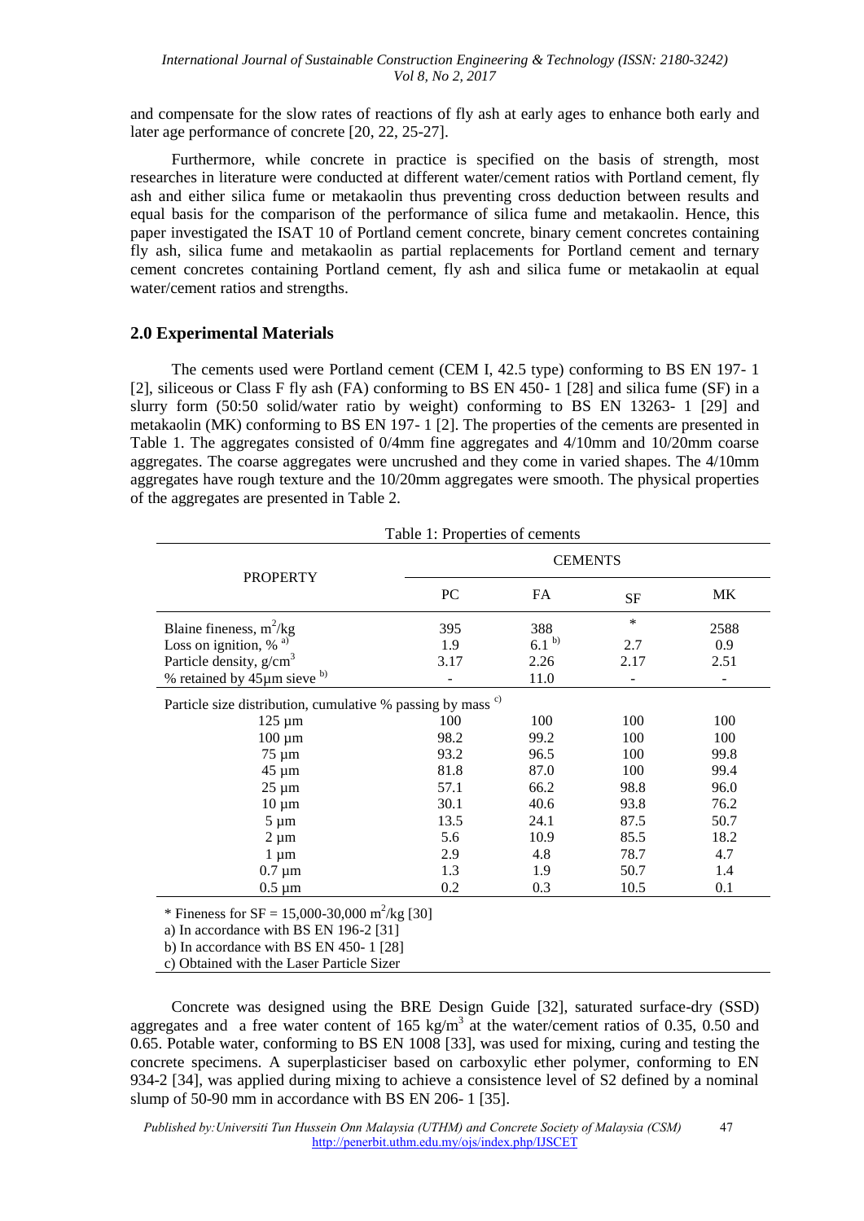and compensate for the slow rates of reactions of fly ash at early ages to enhance both early and later age performance of concrete [20, 22, 25-27].

Furthermore, while concrete in practice is specified on the basis of strength, most researches in literature were conducted at different water/cement ratios with Portland cement, fly ash and either silica fume or metakaolin thus preventing cross deduction between results and equal basis for the comparison of the performance of silica fume and metakaolin. Hence, this paper investigated the ISAT 10 of Portland cement concrete, binary cement concretes containing fly ash, silica fume and metakaolin as partial replacements for Portland cement and ternary cement concretes containing Portland cement, fly ash and silica fume or metakaolin at equal water/cement ratios and strengths.

## 2.0 Experimental Materials

The cements used were Portland cement (CEM I, 42.5 type) conforming to BS EN 197- 1 [2], siliceous or Class F fly ash (FA) conforming to BS EN 450- 1 [28] and silica fume (SF) in a slurry form (50:50 solid/water ratio by weight) conforming to BS EN 13263- 1 [29] and metakaolin (MK) conforming to BS EN 197- 1 [2]. The properties of the cements are presented in Table 1. The aggregates consisted of 0/4mm fine aggregates and 4/10mm and 10/20mm coarse aggregates. The coarse aggregates were uncrushed and they come in varied shapes. The 4/10mm aggregates have rough texture and the 10/20mm aggregates were smooth. The physical properties of the aggregates are presented in Table 2.

Table 1: Properties of cements

| PROPERTY | CEMENTS | | | |
|---|---|---|---|---|
| | PC | FA | SF | MK |
| Blaine fineness, $m^2/kg$ | 395 | 388 | * | 2588 |
| Loss on ignition, % [a)] | 1.9 | 6.1 [b)] | 2.7 | 0.9 |
| Particle density, $g/cm^3$ | 3.17 | 2.26 | 2.17 | 2.51 |
| % retained by 45μm sieve [b)] | - | 11.0 | - | - |
| Particle size distribution, cumulative % passing by mass [c)] | | | | |
| 125 μm | 100 | 100 | 100 | 100 |
| 100 μm | 98.2 | 99.2 | 100 | 100 |
| 75 μm | 93.2 | 96.5 | 100 | 99.8 |
| 45 μm | 81.8 | 87.0 | 100 | 99.4 |
| 25 μm | 57.1 | 66.2 | 98.8 | 96.0 |
| 10 μm | 30.1 | 40.6 | 93.8 | 76.2 |
| 5 μm | 13.5 | 24.1 | 87.5 | 50.7 |
| 2 μm | 5.6 | 10.9 | 85.5 | 18.2 |
| 1 μm | 2.9 | 4.8 | 78.7 | 4.7 |
| 0.7 μm | 1.3 | 1.9 | 50.7 | 1.4 |
| 0.5 μm | 0.2 | 0.3 | 10.5 | 0.1 |

\* Fineness for SF = 15,000-30,000 $m^2/kg$ [30]

a) In accordance with BS EN 196-2 [31]

b) In accordance with BS EN 450- 1 [28]

c) Obtained with the Laser Particle Sizer

Concrete was designed using the BRE Design Guide [32], saturated surface-dry (SSD) aggregates and a free water content of 165 $kg/m^3$ at the water/cement ratios of 0.35, 0.50 and 0.65. Potable water, conforming to BS EN 1008 [33], was used for mixing, curing and testing the concrete specimens. A superplasticiser based on carboxylic ether polymer, conforming to EN 934-2 [34], was applied during mixing to achieve a consistence level of S2 defined by a nominal slump of 50-90 mm in accordance with BS EN 206- 1 [35].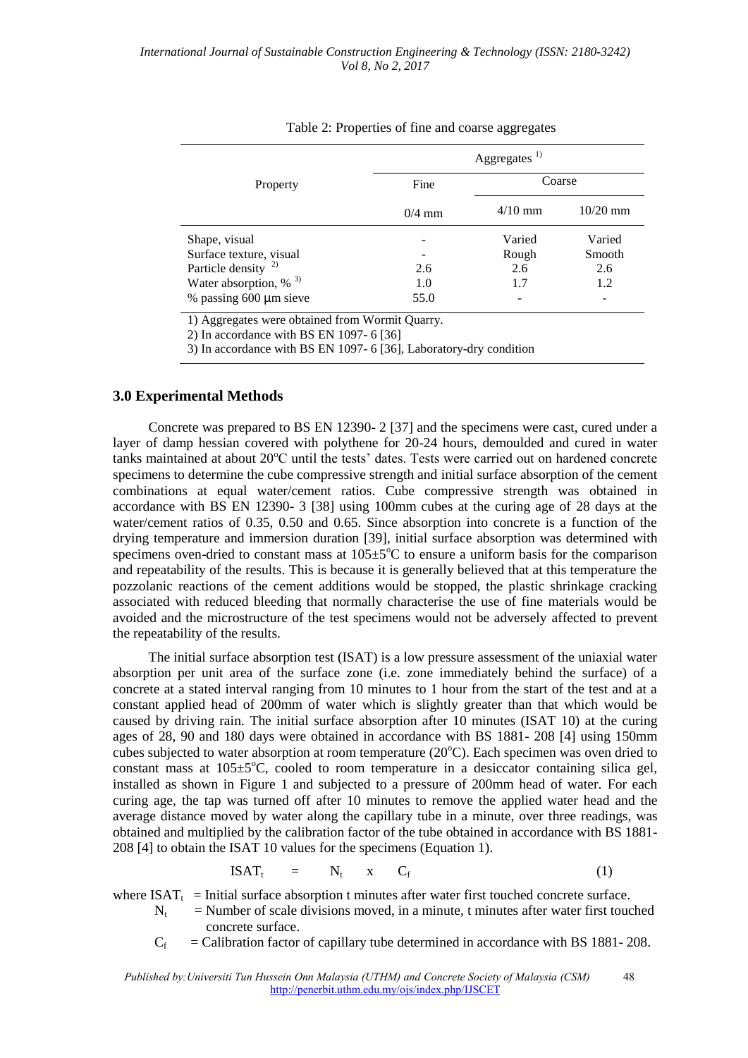Table 2: Properties of fine and coarse aggregates

| Property | Aggregates [1] | | |
|---|---|---|---|
| | Fine | Coarse | |
| | 0/4 mm | 4/10 mm | 10/20 mm |
| Shape, visual | - | Varied | Varied |
| Surface texture, visual | - | Rough | Smooth |
| Particle density [2] | 2.6 | 2.6 | 2.6 |
| Water absorption, % [3] | 1.0 | 1.7 | 1.2 |
| % passing 600 µm sieve | 55.0 | - | - |

1) Aggregates were obtained from Wormit Quarry.
2) In accordance with BS EN 1097- 6 [36]
3) In accordance with BS EN 1097- 6 [36], Laboratory-dry condition

## 3.0 Experimental Methods

Concrete was prepared to BS EN 12390- 2 [37] and the specimens were cast, cured under a layer of damp hessian covered with polythene for 20-24 hours, demoulded and cured in water tanks maintained at about 20°C until the tests' dates. Tests were carried out on hardened concrete specimens to determine the cube compressive strength and initial surface absorption of the cement combinations at equal water/cement ratios. Cube compressive strength was obtained in accordance with BS EN 12390- 3 [38] using 100mm cubes at the curing age of 28 days at the water/cement ratios of 0.35, 0.50 and 0.65. Since absorption into concrete is a function of the drying temperature and immersion duration [39], initial surface absorption was determined with specimens oven-dried to constant mass at 105±5°C to ensure a uniform basis for the comparison and repeatability of the results. This is because it is generally believed that at this temperature the pozzolanic reactions of the cement additions would be stopped, the plastic shrinkage cracking associated with reduced bleeding that normally characterise the use of fine materials would be avoided and the microstructure of the test specimens would not be adversely affected to prevent the repeatability of the results.

The initial surface absorption test (ISAT) is a low pressure assessment of the uniaxial water absorption per unit area of the surface zone (i.e. zone immediately behind the surface) of a concrete at a stated interval ranging from 10 minutes to 1 hour from the start of the test and at a constant applied head of 200mm of water which is slightly greater than that which would be caused by driving rain. The initial surface absorption after 10 minutes (ISAT 10) at the curing ages of 28, 90 and 180 days were obtained in accordance with BS 1881- 208 [4] using 150mm cubes subjected to water absorption at room temperature (20°C). Each specimen was oven dried to constant mass at 105±5°C, cooled to room temperature in a desiccator containing silica gel, installed as shown in Figure 1 and subjected to a pressure of 200mm head of water. For each curing age, the tap was turned off after 10 minutes to remove the applied water head and the average distance moved by water along the capillary tube in a minute, over three readings, was obtained and multiplied by the calibration factor of the tube obtained in accordance with BS 1881- 208 [4] to obtain the ISAT 10 values for the specimens (Equation 1).

$$ISAT_t = N_t \times C_f \qquad (1)$$

where $ISAT_t$ = Initial surface absorption t minutes after water first touched concrete surface.

$N_t$ = Number of scale divisions moved, in a minute, t minutes after water first touched concrete surface.

$C_f$ = Calibration factor of capillary tube determined in accordance with BS 1881- 208.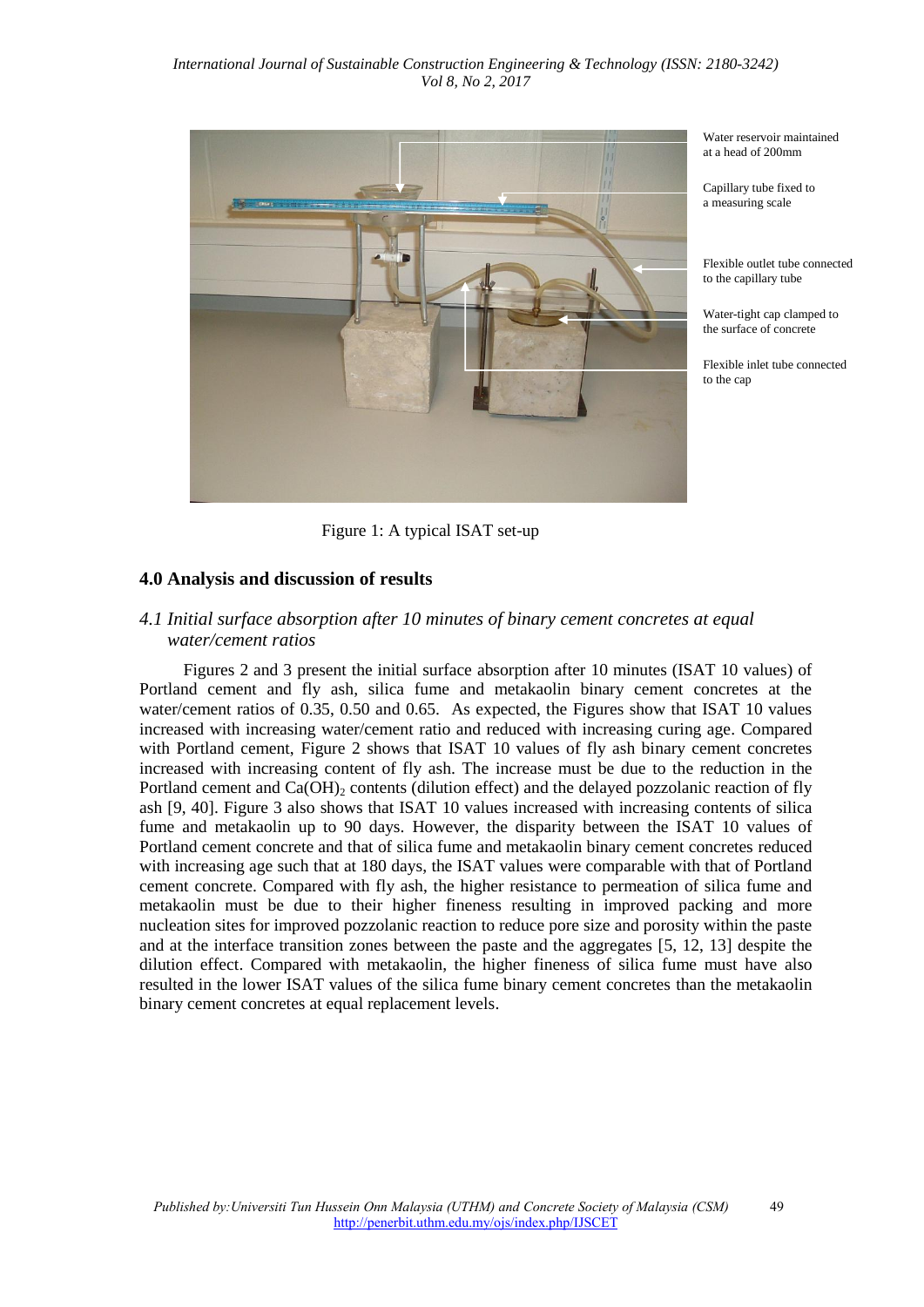Water reservoir maintained at a head of 200mm

Capillary tube fixed to a measuring scale

Flexible outlet tube connected to the capillary tube

Water-tight cap clamped to the surface of concrete

Flexible inlet tube connected to the cap

Figure 1: A typical ISAT set-up

## 4.0 Analysis and discussion of results

### *4.1 Initial surface absorption after 10 minutes of binary cement concretes at equal water/cement ratios*

Figures 2 and 3 present the initial surface absorption after 10 minutes (ISAT 10 values) of Portland cement and fly ash, silica fume and metakaolin binary cement concretes at the water/cement ratios of 0.35, 0.50 and 0.65. As expected, the Figures show that ISAT 10 values increased with increasing water/cement ratio and reduced with increasing curing age. Compared with Portland cement, Figure 2 shows that ISAT 10 values of fly ash binary cement concretes increased with increasing content of fly ash. The increase must be due to the reduction in the Portland cement and $Ca(OH)_2$ contents (dilution effect) and the delayed pozzolanic reaction of fly ash [9, 40]. Figure 3 also shows that ISAT 10 values increased with increasing contents of silica fume and metakaolin up to 90 days. However, the disparity between the ISAT 10 values of Portland cement concrete and that of silica fume and metakaolin binary cement concretes reduced with increasing age such that at 180 days, the ISAT values were comparable with that of Portland cement concrete. Compared with fly ash, the higher resistance to permeation of silica fume and metakaolin must be due to their higher fineness resulting in improved packing and more nucleation sites for improved pozzolanic reaction to reduce pore size and porosity within the paste and at the interface transition zones between the paste and the aggregates [5, 12, 13] despite the dilution effect. Compared with metakaolin, the higher fineness of silica fume must have also resulted in the lower ISAT values of the silica fume binary cement concretes than the metakaolin binary cement concretes at equal replacement levels.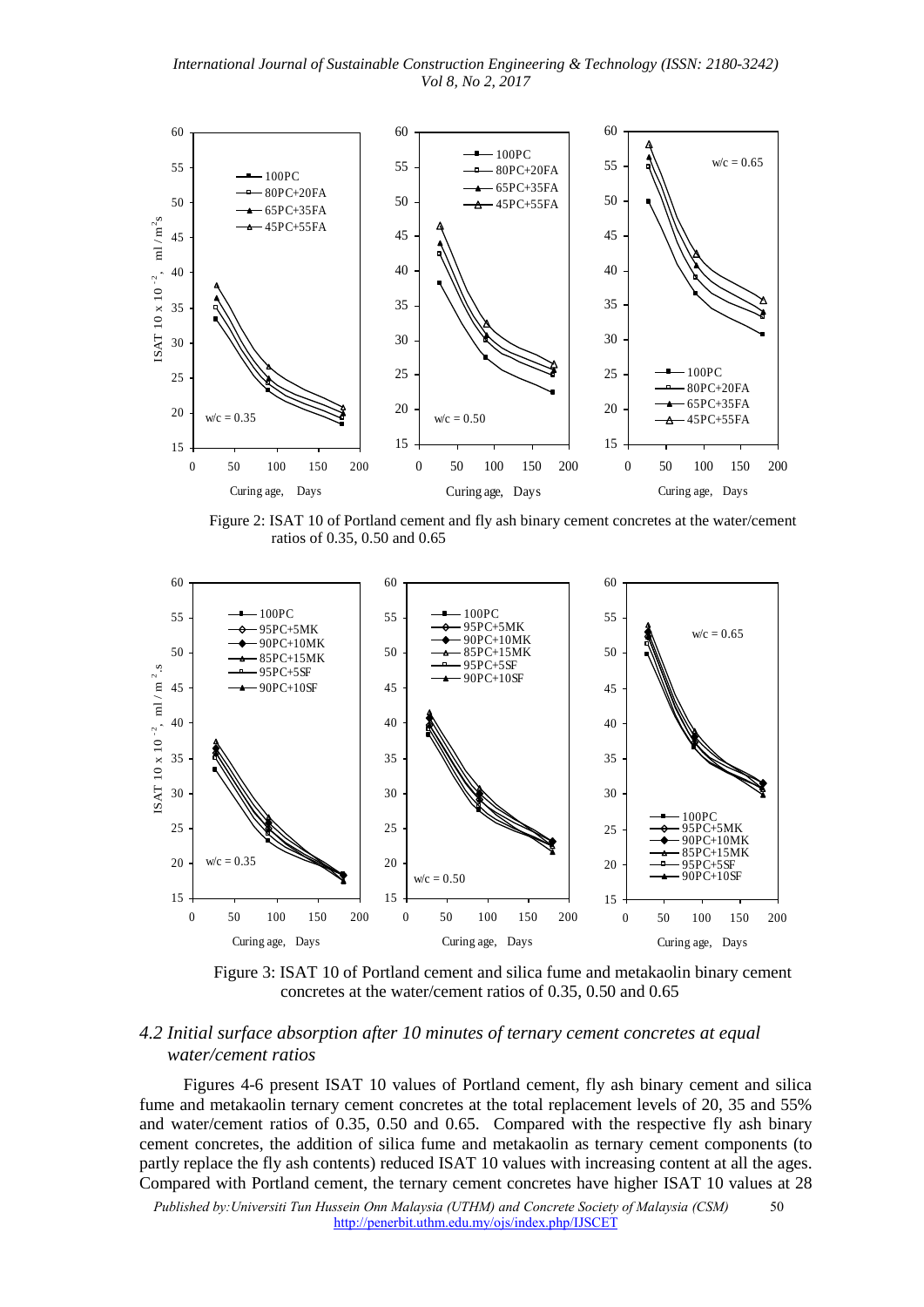Figure 2: ISAT 10 of Portland cement and fly ash binary cement concretes at the water/cement ratios of 0.35, 0.50 and 0.65

Figure 3: ISAT 10 of Portland cement and silica fume and metakaolin binary cement concretes at the water/cement ratios of 0.35, 0.50 and 0.65

### *4.2 Initial surface absorption after 10 minutes of ternary cement concretes at equal water/cement ratios*

Figures 4-6 present ISAT 10 values of Portland cement, fly ash binary cement and silica fume and metakaolin ternary cement concretes at the total replacement levels of 20, 35 and 55% and water/cement ratios of 0.35, 0.50 and 0.65. Compared with the respective fly ash binary cement concretes, the addition of silica fume and metakaolin as ternary cement components (to partly replace the fly ash contents) reduced ISAT 10 values with increasing content at all the ages. Compared with Portland cement, the ternary cement concretes have higher ISAT 10 values at 28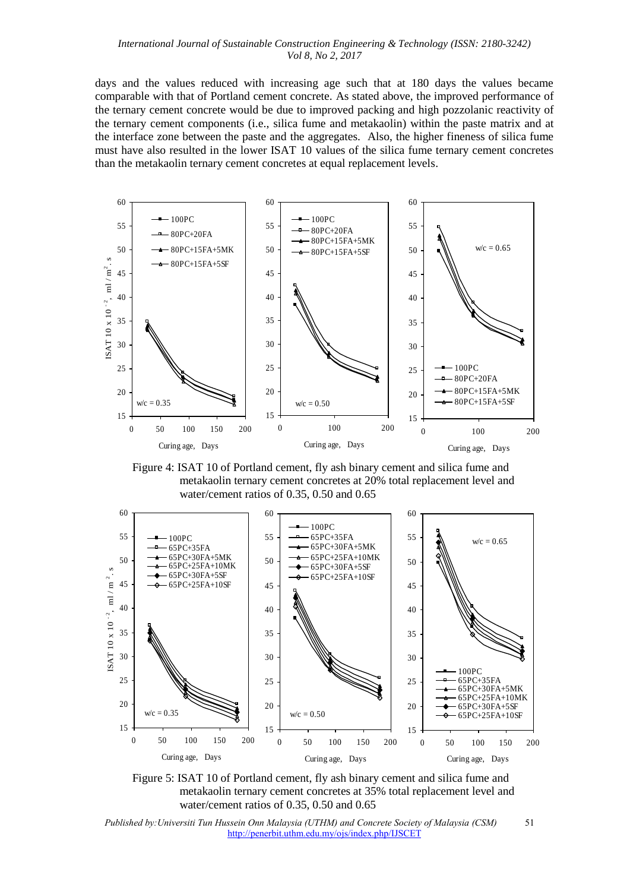days and the values reduced with increasing age such that at 180 days the values became comparable with that of Portland cement concrete. As stated above, the improved performance of the ternary cement concrete would be due to improved packing and high pozzolanic reactivity of the ternary cement components (i.e., silica fume and metakaolin) within the paste matrix and at the interface zone between the paste and the aggregates. Also, the higher fineness of silica fume must have also resulted in the lower ISAT 10 values of the silica fume ternary cement concretes than the metakaolin ternary cement concretes at equal replacement levels.

Figure 4: ISAT 10 of Portland cement, fly ash binary cement and silica fume and metakaolin ternary cement concretes at 20% total replacement level and water/cement ratios of 0.35, 0.50 and 0.65

Figure 5: ISAT 10 of Portland cement, fly ash binary cement and silica fume and metakaolin ternary cement concretes at 35% total replacement level and water/cement ratios of 0.35, 0.50 and 0.65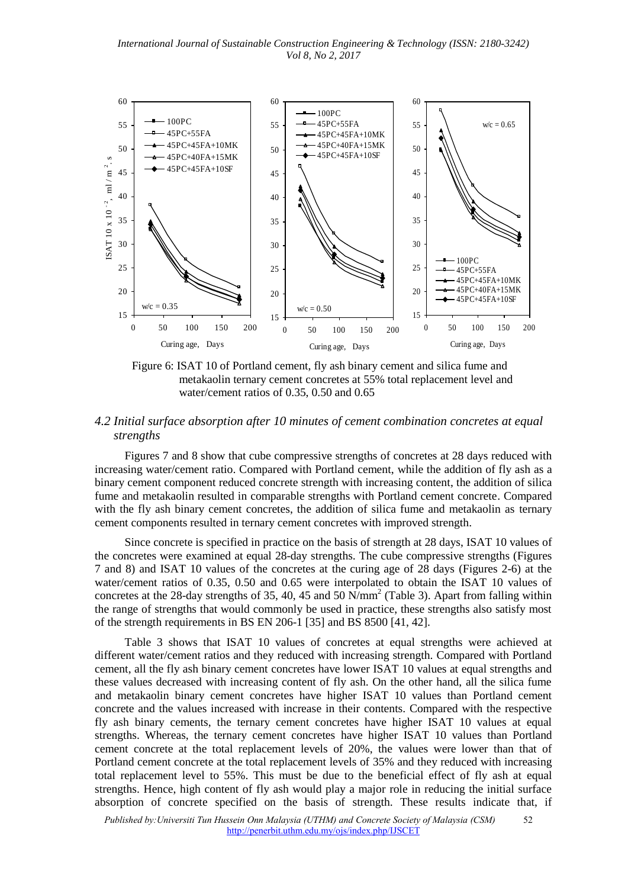Figure 6: ISAT 10 of Portland cement, fly ash binary cement and silica fume and metakaolin ternary cement concretes at 55% total replacement level and water/cement ratios of 0.35, 0.50 and 0.65

### *4.2 Initial surface absorption after 10 minutes of cement combination concretes at equal strengths*

Figures 7 and 8 show that cube compressive strengths of concretes at 28 days reduced with increasing water/cement ratio. Compared with Portland cement, while the addition of fly ash as a binary cement component reduced concrete strength with increasing content, the addition of silica fume and metakaolin resulted in comparable strengths with Portland cement concrete. Compared with the fly ash binary cement concretes, the addition of silica fume and metakaolin as ternary cement components resulted in ternary cement concretes with improved strength.

Since concrete is specified in practice on the basis of strength at 28 days, ISAT 10 values of the concretes were examined at equal 28-day strengths. The cube compressive strengths (Figures 7 and 8) and ISAT 10 values of the concretes at the curing age of 28 days (Figures 2-6) at the water/cement ratios of 0.35, 0.50 and 0.65 were interpolated to obtain the ISAT 10 values of concretes at the 28-day strengths of 35, 40, 45 and 50 N/mm$^2$ (Table 3). Apart from falling within the range of strengths that would commonly be used in practice, these strengths also satisfy most of the strength requirements in BS EN 206-1 [35] and BS 8500 [41, 42].

Table 3 shows that ISAT 10 values of concretes at equal strengths were achieved at different water/cement ratios and they reduced with increasing strength. Compared with Portland cement, all the fly ash binary cement concretes have lower ISAT 10 values at equal strengths and these values decreased with increasing content of fly ash. On the other hand, all the silica fume and metakaolin binary cement concretes have higher ISAT 10 values than Portland cement concrete and the values increased with increase in their contents. Compared with the respective fly ash binary cements, the ternary cement concretes have higher ISAT 10 values at equal strengths. Whereas, the ternary cement concretes have higher ISAT 10 values than Portland cement concrete at the total replacement levels of 20%, the values were lower than that of Portland cement concrete at the total replacement levels of 35% and they reduced with increasing total replacement level to 55%. This must be due to the beneficial effect of fly ash at equal strengths. Hence, high content of fly ash would play a major role in reducing the initial surface absorption of concrete specified on the basis of strength. These results indicate that, if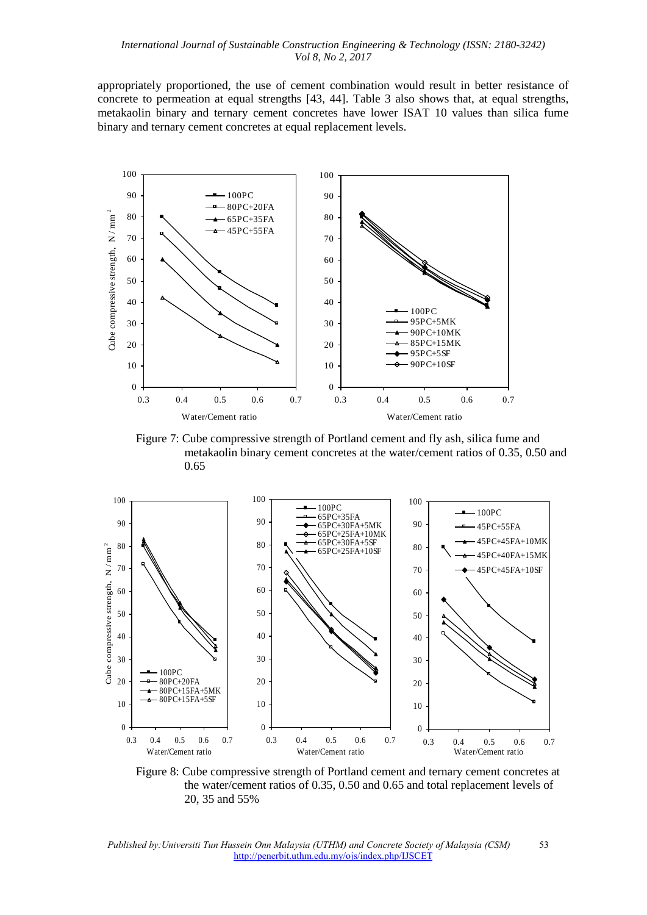appropriately proportioned, the use of cement combination would result in better resistance of concrete to permeation at equal strengths [43, 44]. Table 3 also shows that, at equal strengths, metakaolin binary and ternary cement concretes have lower ISAT 10 values than silica fume binary and ternary cement concretes at equal replacement levels.

Figure 7: Cube compressive strength of Portland cement and fly ash, silica fume and metakaolin binary cement concretes at the water/cement ratios of 0.35, 0.50 and 0.65

Figure 8: Cube compressive strength of Portland cement and ternary cement concretes at the water/cement ratios of 0.35, 0.50 and 0.65 and total replacement levels of 20, 35 and 55%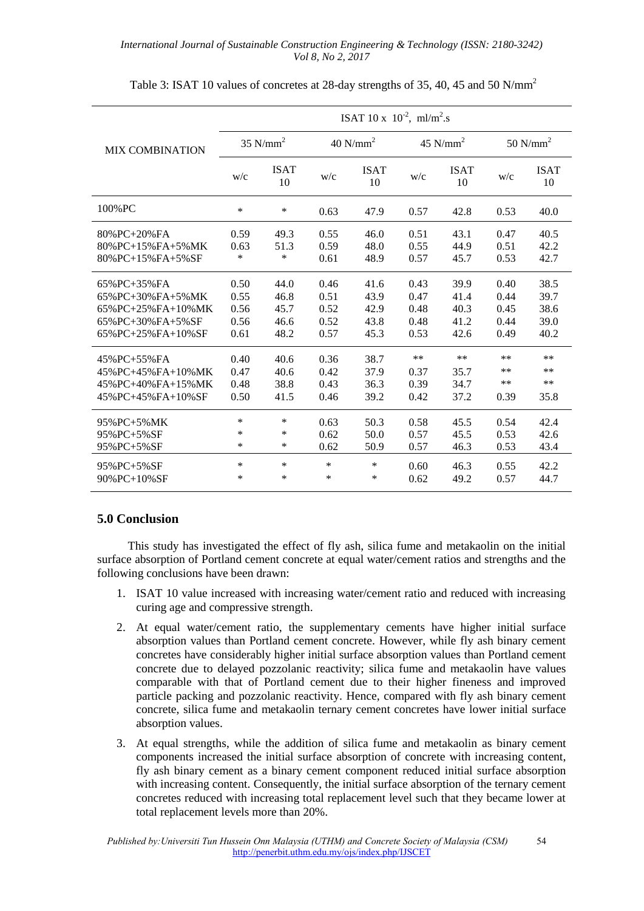Table 3: ISAT 10 values of concretes at 28-day strengths of 35, 40, 45 and 50 N/mm$^2$

| MIX COMBINATION | ISAT 10 x $10^{-2}$, ml/m$^2$.s | | | | | | | |
|---|---|---|---|---|---|---|---|---|
| | 35 N/mm$^2$ | | 40 N/mm$^2$ | | 45 N/mm$^2$ | | 50 N/mm$^2$ | |
| | w/c | ISAT 10 | w/c | ISAT 10 | w/c | ISAT 10 | w/c | ISAT 10 |
| 100%PC | * | * | 0.63 | 47.9 | 0.57 | 42.8 | 0.53 | 40.0 |
| 80%PC+20%FA | 0.59 | 49.3 | 0.55 | 46.0 | 0.51 | 43.1 | 0.47 | 40.5 |
| 80%PC+15%FA+5%MK | 0.63 | 51.3 | 0.59 | 48.0 | 0.55 | 44.9 | 0.51 | 42.2 |
| 80%PC+15%FA+5%SF | * | * | 0.61 | 48.9 | 0.57 | 45.7 | 0.53 | 42.7 |
| 65%PC+35%FA | 0.50 | 44.0 | 0.46 | 41.6 | 0.43 | 39.9 | 0.40 | 38.5 |
| 65%PC+30%FA+5%MK | 0.55 | 46.8 | 0.51 | 43.9 | 0.47 | 41.4 | 0.44 | 39.7 |
| 65%PC+25%FA+10%MK | 0.56 | 45.7 | 0.52 | 42.9 | 0.48 | 40.3 | 0.45 | 38.6 |
| 65%PC+30%FA+5%SF | 0.56 | 46.6 | 0.52 | 43.8 | 0.48 | 41.2 | 0.44 | 39.0 |
| 65%PC+25%FA+10%SF | 0.61 | 48.2 | 0.57 | 45.3 | 0.53 | 42.6 | 0.49 | 40.2 |
| 45%PC+55%FA | 0.40 | 40.6 | 0.36 | 38.7 | ** | ** | ** | ** |
| 45%PC+45%FA+10%MK | 0.47 | 40.6 | 0.42 | 37.9 | 0.37 | 35.7 | ** | ** |
| 45%PC+40%FA+15%MK | 0.48 | 38.8 | 0.43 | 36.3 | 0.39 | 34.7 | ** | ** |
| 45%PC+45%FA+10%SF | 0.50 | 41.5 | 0.46 | 39.2 | 0.42 | 37.2 | 0.39 | 35.8 |
| 95%PC+5%MK | * | * | 0.63 | 50.3 | 0.58 | 45.5 | 0.54 | 42.4 |
| 95%PC+5%SF | * | * | 0.62 | 50.0 | 0.57 | 45.5 | 0.53 | 42.6 |
| 95%PC+5%SF | * | * | 0.62 | 50.9 | 0.57 | 46.3 | 0.53 | 43.4 |
| 95%PC+5%SF | * | * | * | * | 0.60 | 46.3 | 0.55 | 42.2 |
| 90%PC+10%SF | * | * | * | * | 0.62 | 49.2 | 0.57 | 44.7 |

## 5.0 Conclusion

This study has investigated the effect of fly ash, silica fume and metakaolin on the initial surface absorption of Portland cement concrete at equal water/cement ratios and strengths and the following conclusions have been drawn:

1. ISAT 10 value increased with increasing water/cement ratio and reduced with increasing curing age and compressive strength.
2. At equal water/cement ratio, the supplementary cements have higher initial surface absorption values than Portland cement concrete. However, while fly ash binary cement concretes have considerably higher initial surface absorption values than Portland cement concrete due to delayed pozzolanic reactivity; silica fume and metakaolin have values comparable with that of Portland cement due to their higher fineness and improved particle packing and pozzolanic reactivity. Hence, compared with fly ash binary cement concrete, silica fume and metakaolin ternary cement concretes have lower initial surface absorption values.
3. At equal strengths, while the addition of silica fume and metakaolin as binary cement components increased the initial surface absorption of concrete with increasing content, fly ash binary cement as a binary cement component reduced initial surface absorption with increasing content. Consequently, the initial surface absorption of the ternary cement concretes reduced with increasing total replacement level such that they became lower at total replacement levels more than 20%.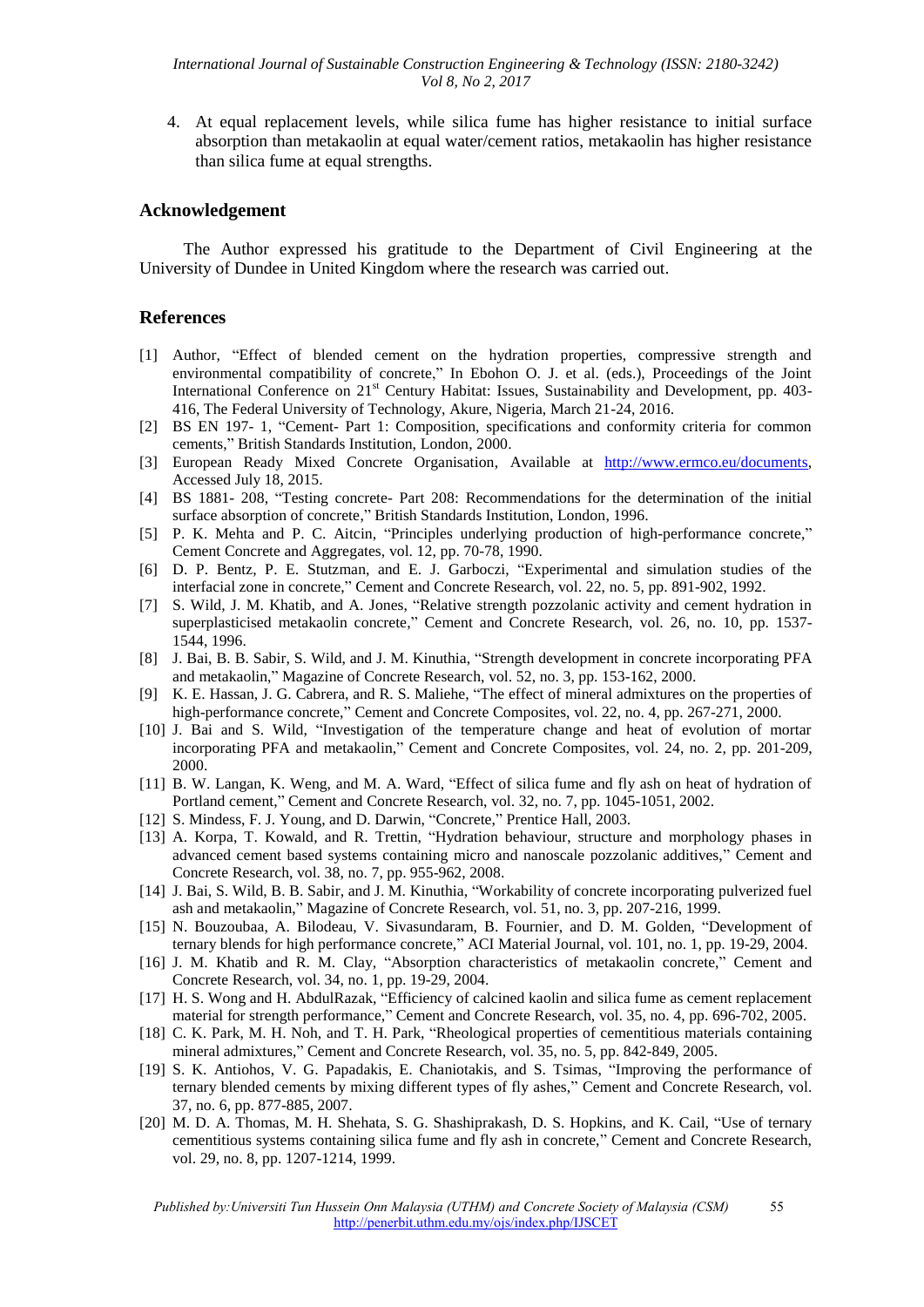4. At equal replacement levels, while silica fume has higher resistance to initial surface absorption than metakaolin at equal water/cement ratios, metakaolin has higher resistance than silica fume at equal strengths.

## Acknowledgement

The Author expressed his gratitude to the Department of Civil Engineering at the University of Dundee in United Kingdom where the research was carried out.

## References

[1] Author, "Effect of blended cement on the hydration properties, compressive strength and environmental compatibility of concrete," In Ebohon O. J. et al. (eds.), Proceedings of the Joint International Conference on 21st Century Habitat: Issues, Sustainability and Development, pp. 403-416, The Federal University of Technology, Akure, Nigeria, March 21-24, 2016.

[2] BS EN 197- 1, "Cement- Part 1: Composition, specifications and conformity criteria for common cements," British Standards Institution, London, 2000.

[3] European Ready Mixed Concrete Organisation, Available at http://www.ermco.eu/documents, Accessed July 18, 2015.

[4] BS 1881- 208, "Testing concrete- Part 208: Recommendations for the determination of the initial surface absorption of concrete," British Standards Institution, London, 1996.

[5] P. K. Mehta and P. C. Aitcin, "Principles underlying production of high-performance concrete," Cement Concrete and Aggregates, vol. 12, pp. 70-78, 1990.

[6] D. P. Bentz, P. E. Stutzman, and E. J. Garboczi, "Experimental and simulation studies of the interfacial zone in concrete," Cement and Concrete Research, vol. 22, no. 5, pp. 891-902, 1992.

[7] S. Wild, J. M. Khatib, and A. Jones, "Relative strength pozzolanic activity and cement hydration in superplasticised metakaolin concrete," Cement and Concrete Research, vol. 26, no. 10, pp. 1537-1544, 1996.

[8] J. Bai, B. B. Sabir, S. Wild, and J. M. Kinuthia, "Strength development in concrete incorporating PFA and metakaolin," Magazine of Concrete Research, vol. 52, no. 3, pp. 153-162, 2000.

[9] K. E. Hassan, J. G. Cabrera, and R. S. Maliehe, "The effect of mineral admixtures on the properties of high-performance concrete," Cement and Concrete Composites, vol. 22, no. 4, pp. 267-271, 2000.

[10] J. Bai and S. Wild, "Investigation of the temperature change and heat of evolution of mortar incorporating PFA and metakaolin," Cement and Concrete Composites, vol. 24, no. 2, pp. 201-209, 2000.

[11] B. W. Langan, K. Weng, and M. A. Ward, "Effect of silica fume and fly ash on heat of hydration of Portland cement," Cement and Concrete Research, vol. 32, no. 7, pp. 1045-1051, 2002.

[12] S. Mindess, F. J. Young, and D. Darwin, "Concrete," Prentice Hall, 2003.

[13] A. Korpa, T. Kowald, and R. Trettin, "Hydration behaviour, structure and morphology phases in advanced cement based systems containing micro and nanoscale pozzolanic additives," Cement and Concrete Research, vol. 38, no. 7, pp. 955-962, 2008.

[14] J. Bai, S. Wild, B. B. Sabir, and J. M. Kinuthia, "Workability of concrete incorporating pulverized fuel ash and metakaolin," Magazine of Concrete Research, vol. 51, no. 3, pp. 207-216, 1999.

[15] N. Bouzoubaa, A. Bilodeau, V. Sivasundaram, B. Fournier, and D. M. Golden, "Development of ternary blends for high performance concrete," ACI Material Journal, vol. 101, no. 1, pp. 19-29, 2004.

[16] J. M. Khatib and R. M. Clay, "Absorption characteristics of metakaolin concrete," Cement and Concrete Research, vol. 34, no. 1, pp. 19-29, 2004.

[17] H. S. Wong and H. AbdulRazak, "Efficiency of calcined kaolin and silica fume as cement replacement material for strength performance," Cement and Concrete Research, vol. 35, no. 4, pp. 696-702, 2005.

[18] C. K. Park, M. H. Noh, and T. H. Park, "Rheological properties of cementitious materials containing mineral admixtures," Cement and Concrete Research, vol. 35, no. 5, pp. 842-849, 2005.

[19] S. K. Antiohos, V. G. Papadakis, E. Chaniotakis, and S. Tsimas, "Improving the performance of ternary blended cements by mixing different types of fly ashes," Cement and Concrete Research, vol. 37, no. 6, pp. 877-885, 2007.

[20] M. D. A. Thomas, M. H. Shehata, S. G. Shashiprakash, D. S. Hopkins, and K. Cail, "Use of ternary cementitious systems containing silica fume and fly ash in concrete," Cement and Concrete Research, vol. 29, no. 8, pp. 1207-1214, 1999.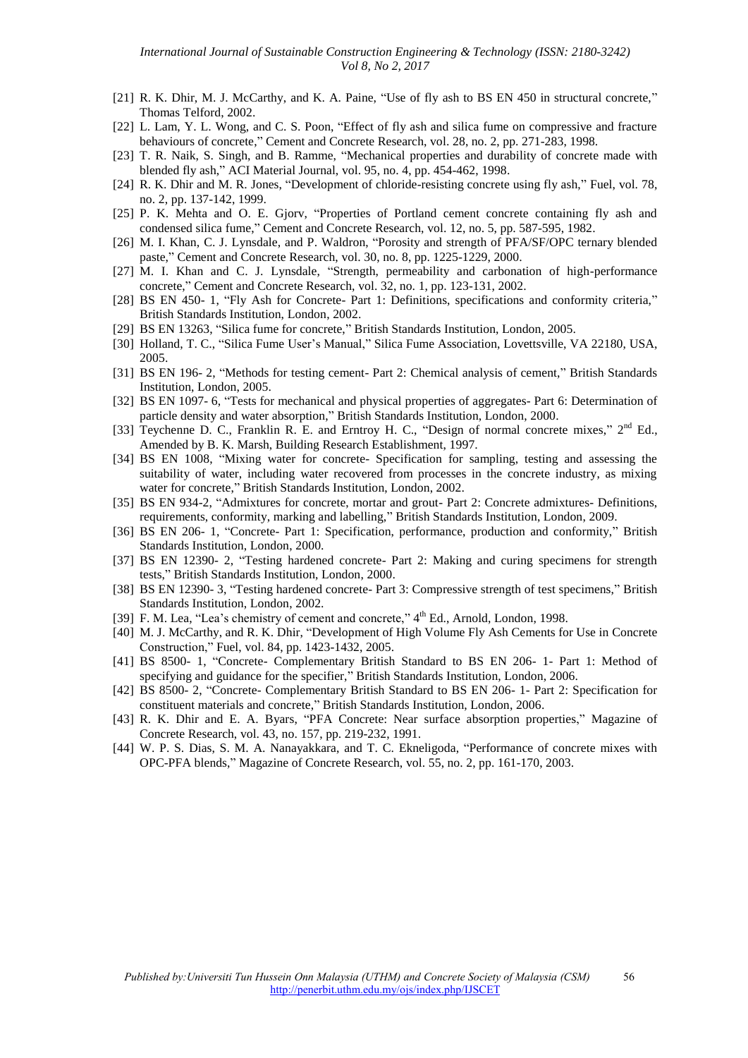[21] R. K. Dhir, M. J. McCarthy, and K. A. Paine, "Use of fly ash to BS EN 450 in structural concrete," Thomas Telford, 2002.

[22] L. Lam, Y. L. Wong, and C. S. Poon, "Effect of fly ash and silica fume on compressive and fracture behaviours of concrete," Cement and Concrete Research, vol. 28, no. 2, pp. 271-283, 1998.

[23] T. R. Naik, S. Singh, and B. Ramme, "Mechanical properties and durability of concrete made with blended fly ash," ACI Material Journal, vol. 95, no. 4, pp. 454-462, 1998.

[24] R. K. Dhir and M. R. Jones, "Development of chloride-resisting concrete using fly ash," Fuel, vol. 78, no. 2, pp. 137-142, 1999.

[25] P. K. Mehta and O. E. Gjorv, "Properties of Portland cement concrete containing fly ash and condensed silica fume," Cement and Concrete Research, vol. 12, no. 5, pp. 587-595, 1982.

[26] M. I. Khan, C. J. Lynsdale, and P. Waldron, "Porosity and strength of PFA/SF/OPC ternary blended paste," Cement and Concrete Research, vol. 30, no. 8, pp. 1225-1229, 2000.

[27] M. I. Khan and C. J. Lynsdale, "Strength, permeability and carbonation of high-performance concrete," Cement and Concrete Research, vol. 32, no. 1, pp. 123-131, 2002.

[28] BS EN 450- 1, "Fly Ash for Concrete- Part 1: Definitions, specifications and conformity criteria," British Standards Institution, London, 2002.

[29] BS EN 13263, "Silica fume for concrete," British Standards Institution, London, 2005.

[30] Holland, T. C., "Silica Fume User's Manual," Silica Fume Association, Lovettsville, VA 22180, USA, 2005.

[31] BS EN 196- 2, "Methods for testing cement- Part 2: Chemical analysis of cement," British Standards Institution, London, 2005.

[32] BS EN 1097- 6, "Tests for mechanical and physical properties of aggregates- Part 6: Determination of particle density and water absorption," British Standards Institution, London, 2000.

[33] Teychenne D. C., Franklin R. E. and Erntroy H. C., "Design of normal concrete mixes," 2nd Ed., Amended by B. K. Marsh, Building Research Establishment, 1997.

[34] BS EN 1008, "Mixing water for concrete- Specification for sampling, testing and assessing the suitability of water, including water recovered from processes in the concrete industry, as mixing water for concrete," British Standards Institution, London, 2002.

[35] BS EN 934-2, "Admixtures for concrete, mortar and grout- Part 2: Concrete admixtures- Definitions, requirements, conformity, marking and labelling," British Standards Institution, London, 2009.

[36] BS EN 206- 1, "Concrete- Part 1: Specification, performance, production and conformity," British Standards Institution, London, 2000.

[37] BS EN 12390- 2, "Testing hardened concrete- Part 2: Making and curing specimens for strength tests," British Standards Institution, London, 2000.

[38] BS EN 12390- 3, "Testing hardened concrete- Part 3: Compressive strength of test specimens," British Standards Institution, London, 2002.

[39] F. M. Lea, "Lea's chemistry of cement and concrete," 4th Ed., Arnold, London, 1998.

[40] M. J. McCarthy, and R. K. Dhir, "Development of High Volume Fly Ash Cements for Use in Concrete Construction," Fuel, vol. 84, pp. 1423-1432, 2005.

[41] BS 8500- 1, "Concrete- Complementary British Standard to BS EN 206- 1- Part 1: Method of specifying and guidance for the specifier," British Standards Institution, London, 2006.

[42] BS 8500- 2, "Concrete- Complementary British Standard to BS EN 206- 1- Part 2: Specification for constituent materials and concrete," British Standards Institution, London, 2006.

[43] R. K. Dhir and E. A. Byars, "PFA Concrete: Near surface absorption properties," Magazine of Concrete Research, vol. 43, no. 157, pp. 219-232, 1991.

[44] W. P. S. Dias, S. M. A. Nanayakkara, and T. C. Ekneligoda, "Performance of concrete mixes with OPC-PFA blends," Magazine of Concrete Research, vol. 55, no. 2, pp. 161-170, 2003.